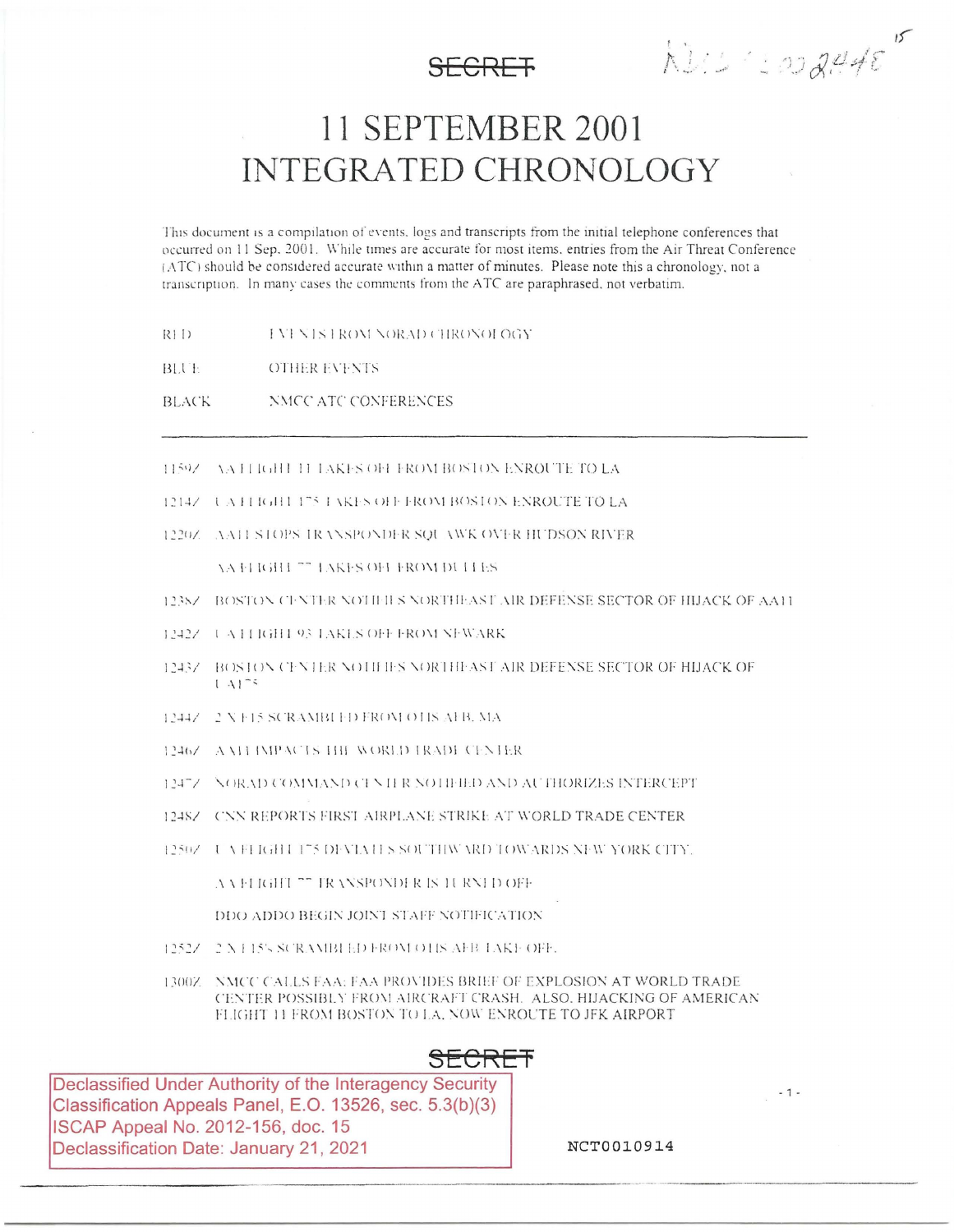SECRET

NDU 2002448

# 11 SEPTEMBER 2001 INTEGRATED CHRONOLOGY

This document is a compilation of events, logs and transcripts from the initial telephone conferences that occurred on 11 Sep, 2001. While times are accurate for most items, entries from the Air Threat Conference (ATC) should be considered accurate within a matter of minutes. Please note this a chronology, not a transcription. In many cases the comments from the ATC are paraphrased, not verbatim.

| | |
|---|---|
| RED | EVENTS FROM NORAD CHRONOLOGY |
| BLUE | OTHER EVENTS |
| BLACK | NMCC ATC CONFERENCES |

---

1159Z AA FLIGHT 11 TAKES OFF FROM BOSTON ENROUTE TO LA

1214Z UA FLIGHT 175 TAKES OFF FROM BOSTON ENROUTE TO LA

1220Z AA11 STOPS TRANSPONDER SQUAWK OVER HUDSON RIVER

AA FLIGHT 77 TAKES OFF FROM DULLES

1238Z BOSTON CENTER NOTIFIES NORTHEAST AIR DEFENSE SECTOR OF HIJACK OF AA11

1242Z UA FLIGHT 93 TAKES OFF FROM NEWARK

1243Z BOSTON CENTER NOTIFIES NORTHEAST AIR DEFENSE SECTOR OF HIJACK OF UA175

1244Z 2 X F15 SCRAMBLED FROM OTIS AFB, MA

1246Z AA11 IMPACTS THE WORLD TRADE CENTER

1247Z NORAD COMMAND CENTER NOTIFIED AND AUTHORIZES INTERCEPT

1248Z CNN REPORTS FIRST AIRPLANE STRIKE AT WORLD TRADE CENTER

1250Z UA FLIGHT 175 DEVIATES SOUTHWARD TOWARDS NEW YORK CITY.

AA FLIGHT 77 TRANSPONDER IS TURNED OFF

DDO ADDO BEGIN JOINT STAFF NOTIFICATION

1252Z 2 X F15's SCRAMBLED FROM OTIS AFB TAKE OFF.

1300Z NMCC CALLS FAA; FAA PROVIDES BRIEF OF EXPLOSION AT WORLD TRADE CENTER POSSIBLY FROM AIRCRAFT CRASH. ALSO, HIJACKING OF AMERICAN FLIGHT 11 FROM BOSTON TO LA, NOW ENROUTE TO JFK AIRPORT

SECRET

Declassified Under Authority of the Interagency Security Classification Appeals Panel, E.O. 13526, sec. 5.3(b)(3)
ISCAP Appeal No. 2012-156, doc. 15
Declassification Date: January 21, 2021

NCT0010914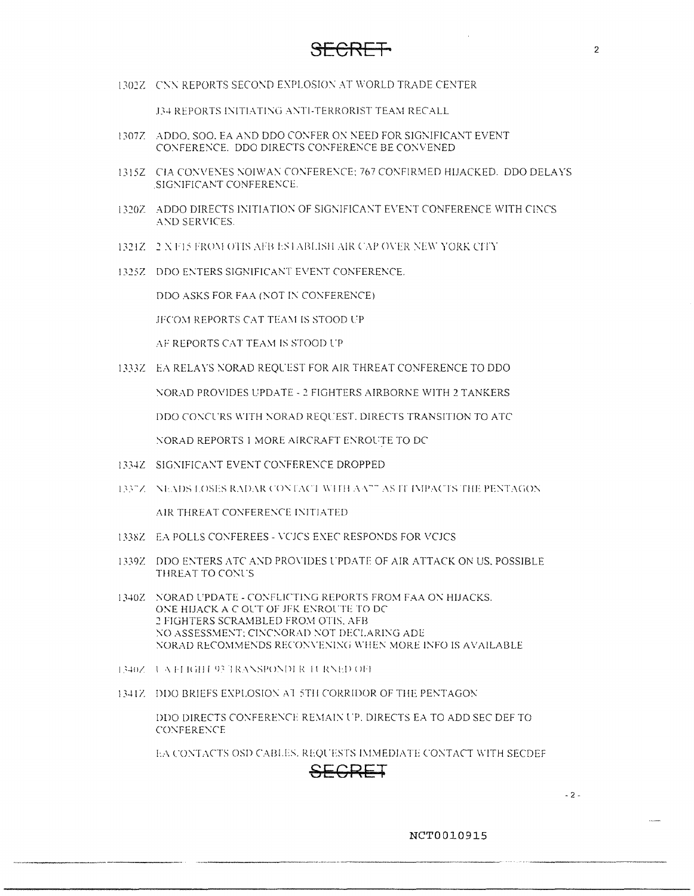1302Z CNN REPORTS SECOND EXPLOSION AT WORLD TRADE CENTER

J34 REPORTS INITIATING ANTI-TERRORIST TEAM RECALL

1307Z ADDO, SOO, EA AND DDO CONFER ON NEED FOR SIGNIFICANT EVENT CONFERENCE. DDO DIRECTS CONFERENCE BE CONVENED

1315Z CIA CONVENES NOIWAN CONFERENCE; 767 CONFIRMED HIJACKED. DDO DELAYS SIGNIFICANT CONFERENCE.

1320Z ADDO DIRECTS INITIATION OF SIGNIFICANT EVENT CONFERENCE WITH CINCS AND SERVICES.

1321Z 2 X F15 FROM OTIS AFB ESTABLISH AIR CAP OVER NEW YORK CITY

1325Z DDO ENTERS SIGNIFICANT EVENT CONFERENCE.

DDO ASKS FOR FAA (NOT IN CONFERENCE)

JFCOM REPORTS CAT TEAM IS STOOD UP

AF REPORTS CAT TEAM IS STOOD UP

1333Z EA RELAYS NORAD REQUEST FOR AIR THREAT CONFERENCE TO DDO

NORAD PROVIDES UPDATE - 2 FIGHTERS AIRBORNE WITH 2 TANKERS

DDO CONCURS WITH NORAD REQUEST, DIRECTS TRANSITION TO ATC

NORAD REPORTS 1 MORE AIRCRAFT ENROUTE TO DC

1334Z SIGNIFICANT EVENT CONFERENCE DROPPED

1337Z NEADS LOSES RADAR CONTACT WITH AA77 AS IT IMPACTS THE PENTAGON

AIR THREAT CONFERENCE INITIATED

1338Z EA POLLS CONFEREES - VCJCS EXEC RESPONDS FOR VCJCS

1339Z DDO ENTERS ATC AND PROVIDES UPDATE OF AIR ATTACK ON US. POSSIBLE THREAT TO CONUS

1340Z NORAD UPDATE - CONFLICTING REPORTS FROM FAA ON HIJACKS.
ONE HIJACK A C OUT OF JFK ENROUTE TO DC
2 FIGHTERS SCRAMBLED FROM OTIS, AFB
NO ASSESSMENT; CINCNORAD NOT DECLARING ADE
NORAD RECOMMENDS RECONVENING WHEN MORE INFO IS AVAILABLE

1340Z UA FLIGHT 93 TRANSPONDER TURNED OFF

1341Z DDO BRIEFS EXPLOSION AT 5TH CORRIDOR OF THE PENTAGON

DDO DIRECTS CONFERENCE REMAIN UP. DIRECTS EA TO ADD SEC DEF TO CONFERENCE

EA CONTACTS OSD CABLES, REQUESTS IMMEDIATE CONTACT WITH SECDEF

NCT0010915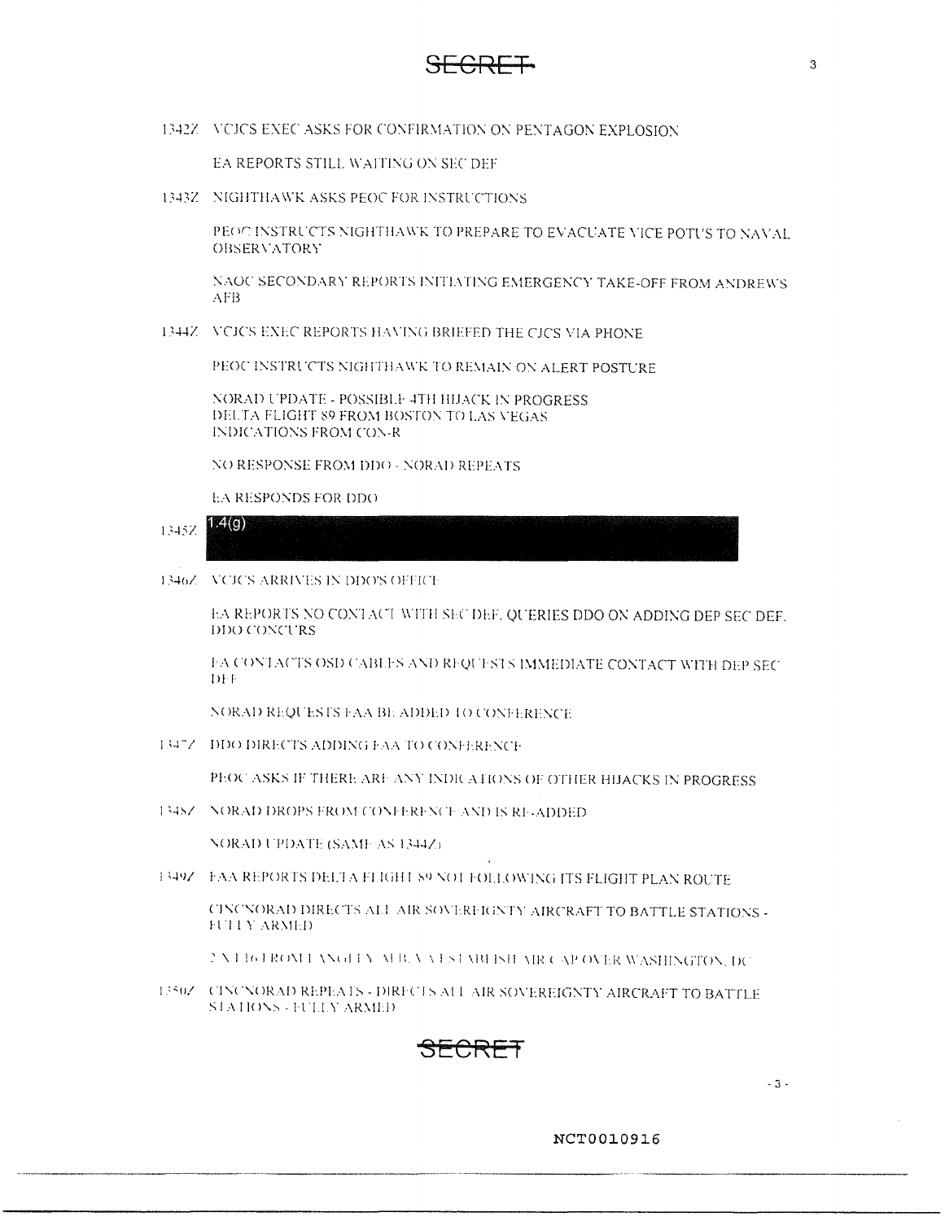1342Z VCJCS EXEC ASKS FOR CONFIRMATION ON PENTAGON EXPLOSION

EA REPORTS STILL WAITING ON SEC DEF

1343Z NIGHTHAWK ASKS PEOC FOR INSTRUCTIONS

PEOC INSTRUCTS NIGHTHAWK TO PREPARE TO EVACUATE VICE POTUS TO NAVAL OBSERVATORY

NAOC SECONDARY REPORTS INITIATING EMERGENCY TAKE-OFF FROM ANDREWS AFB

1344Z VCJCS EXEC REPORTS HAVING BRIEFED THE CJCS VIA PHONE

PEOC INSTRUCTS NIGHTHAWK TO REMAIN ON ALERT POSTURE

NORAD UPDATE - POSSIBLE 4TH HIJACK IN PROGRESS
DELTA FLIGHT 89 FROM BOSTON TO LAS VEGAS
INDICATIONS FROM CON-R

NO RESPONSE FROM DDO - NORAD REPEATS

EA RESPONDS FOR DDO

1345Z 1.4(g)

1346Z VCJCS ARRIVES IN DDO'S OFFICE

EA REPORTS NO CONTACT WITH SEC DEF. QUERIES DDO ON ADDING DEP SEC DEF. DDO CONCURS

EA CONTACTS OSD CABLES AND REQUESTS IMMEDIATE CONTACT WITH DEP SEC DEF

NORAD REQUESTS FAA BE ADDED TO CONFERENCE

1347Z DDO DIRECTS ADDING FAA TO CONFERENCE

PEOC ASKS IF THERE ARE ANY INDICATIONS OF OTHER HIJACKS IN PROGRESS

1348Z NORAD DROPS FROM CONFERENCE AND IS RE-ADDED

NORAD UPDATE (SAME AS 1344Z)

1349Z FAA REPORTS DELTA FLIGHT 89 NOT FOLLOWING ITS FLIGHT PLAN ROUTE

CINCNORAD DIRECTS ALL AIR SOVEREIGNTY AIRCRAFT TO BATTLE STATIONS - FULLY ARMED

2 X F16 FROM LANGLEY AFB, VA ESTABLISH AIR CAP OVER WASHINGTON, DC

1350Z CINCNORAD REPEATS - DIRECTS ALL AIR SOVEREIGNTY AIRCRAFT TO BATTLE STATIONS - FULLY ARMED

NCT0010916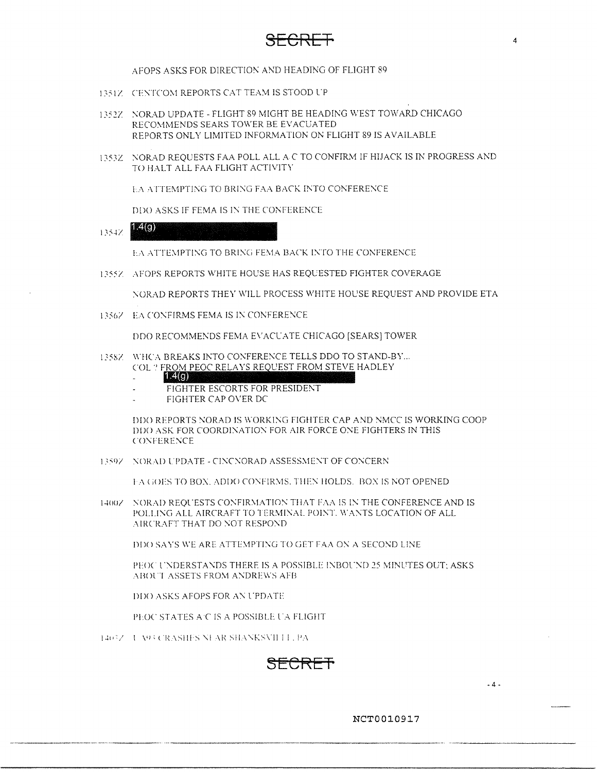AFOPS ASKS FOR DIRECTION AND HEADING OF FLIGHT 89

1351Z CENTCOM REPORTS CAT TEAM IS STOOD UP

1352Z NORAD UPDATE - FLIGHT 89 MIGHT BE HEADING WEST TOWARD CHICAGO
RECOMMENDS SEARS TOWER BE EVACUATED
REPORTS ONLY LIMITED INFORMATION ON FLIGHT 89 IS AVAILABLE

1353Z NORAD REQUESTS FAA POLL ALL A/C TO CONFIRM IF HIJACK IS IN PROGRESS AND TO HALT ALL FAA FLIGHT ACTIVITY

EA ATTEMPTING TO BRING FAA BACK INTO CONFERENCE

DDO ASKS IF FEMA IS IN THE CONFERENCE

1354Z [1.4(g)]

EA ATTEMPTING TO BRING FEMA BACK INTO THE CONFERENCE

1355Z AFOPS REPORTS WHITE HOUSE HAS REQUESTED FIGHTER COVERAGE

NORAD REPORTS THEY WILL PROCESS WHITE HOUSE REQUEST AND PROVIDE ETA

1356Z EA CONFIRMS FEMA IS IN CONFERENCE

DDO RECOMMENDS FEMA EVACUATE CHICAGO [SEARS] TOWER

1358Z WHCA BREAKS INTO CONFERENCE TELLS DDO TO STAND-BY...
COL ? FROM PEOC RELAYS REQUEST FROM STEVE HADLEY
- [1.4(g)]
- FIGHTER ESCORTS FOR PRESIDENT
- FIGHTER CAP OVER DC

DDO REPORTS NORAD IS WORKING FIGHTER CAP AND NMCC IS WORKING COOP
DDO ASK FOR COORDINATION FOR AIR FORCE ONE FIGHTERS IN THIS CONFERENCE

1359Z NORAD UPDATE - CINCNORAD ASSESSMENT OF CONCERN

EA GOES TO BOX. ADDO CONFIRMS. THEN HOLDS. BOX IS NOT OPENED

1400Z NORAD REQUESTS CONFIRMATION THAT FAA IS IN THE CONFERENCE AND IS POLLING ALL AIRCRAFT TO TERMINAL POINT. WANTS LOCATION OF ALL AIRCRAFT THAT DO NOT RESPOND

DDO SAYS WE ARE ATTEMPTING TO GET FAA ON A SECOND LINE

PEOC UNDERSTANDS THERE IS A POSSIBLE INBOUND 25 MINUTES OUT; ASKS ABOUT ASSETS FROM ANDREWS AFB

DDO ASKS AFOPS FOR AN UPDATE

PEOC STATES A/C IS A POSSIBLE UA FLIGHT

1403Z UA93 CRASHES NEAR SHANKSVILLE, PA

NCT0010917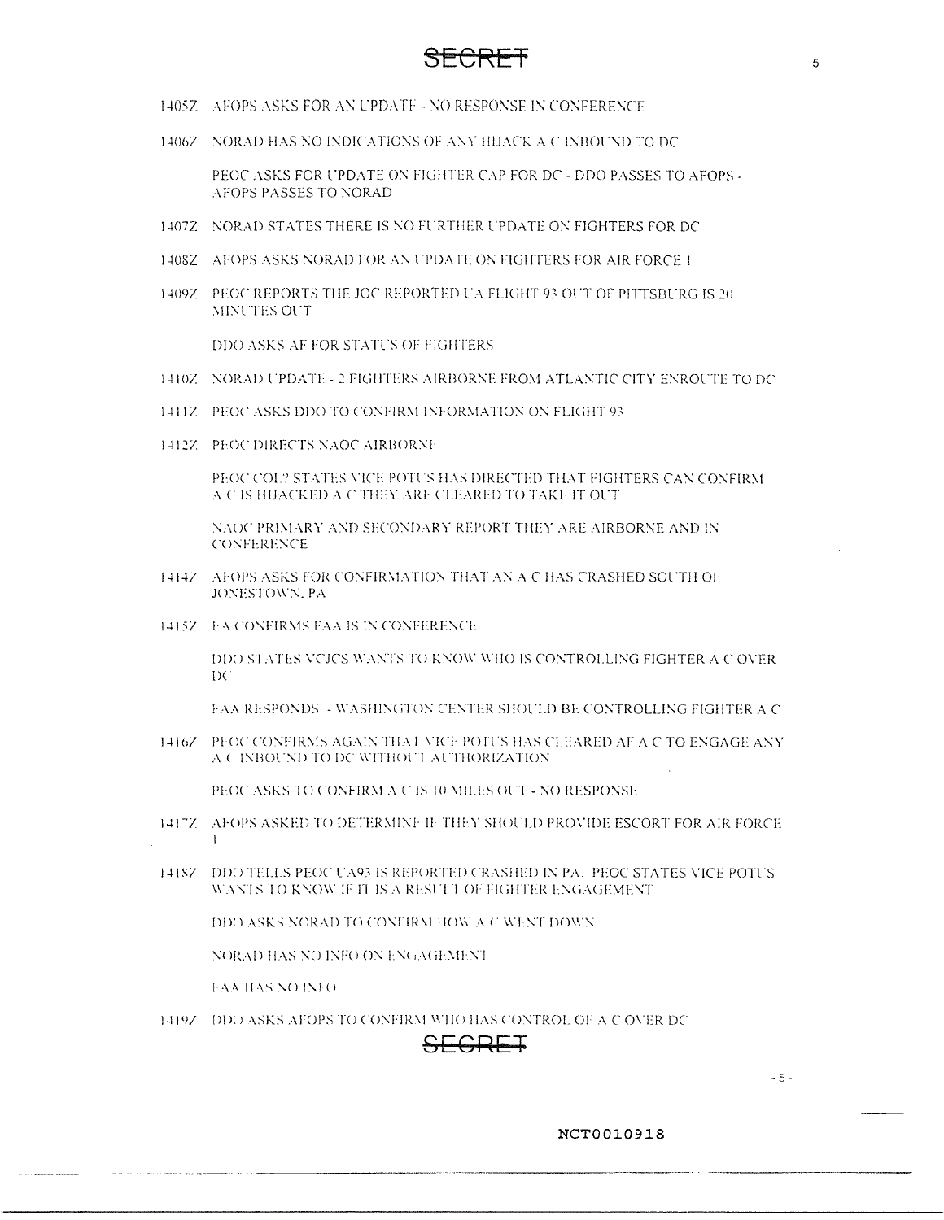SECRET

1405Z AFOPS ASKS FOR AN UPDATE - NO RESPONSE IN CONFERENCE

1406Z NORAD HAS NO INDICATIONS OF ANY HIJACK A C INBOUND TO DC

PEOC ASKS FOR UPDATE ON FIGHTER CAP FOR DC - DDO PASSES TO AFOPS - AFOPS PASSES TO NORAD

1407Z NORAD STATES THERE IS NO FURTHER UPDATE ON FIGHTERS FOR DC

1408Z AFOPS ASKS NORAD FOR AN UPDATE ON FIGHTERS FOR AIR FORCE 1

1409Z PEOC REPORTS THE JOC REPORTED UA FLIGHT 93 OUT OF PITTSBURG IS 20 MINUTES OUT

DDO ASKS AF FOR STATUS OF FIGHTERS

1410Z NORAD UPDATE - 2 FIGHTERS AIRBORNE FROM ATLANTIC CITY ENROUTE TO DC

1411Z PEOC ASKS DDO TO CONFIRM INFORMATION ON FLIGHT 93

1412Z PEOC DIRECTS NAOC AIRBORNE

PEOC COL? STATES VICE POTUS HAS DIRECTED THAT FIGHTERS CAN CONFIRM A C IS HIJACKED A C THEY ARE CLEARED TO TAKE IT OUT

NAOC PRIMARY AND SECONDARY REPORT THEY ARE AIRBORNE AND IN CONFERENCE

1414Z AFOPS ASKS FOR CONFIRMATION THAT AN A C HAS CRASHED SOUTH OF JONESTOWN, PA

1415Z EA CONFIRMS FAA IS IN CONFERENCE

DDO STATES VCJCS WANTS TO KNOW WHO IS CONTROLLING FIGHTER A C OVER DC

FAA RESPONDS - WASHINGTON CENTER SHOULD BE CONTROLLING FIGHTER A C

1416Z PEOC CONFIRMS AGAIN THAT VICE POTUS HAS CLEARED AF A C TO ENGAGE ANY A C INBOUND TO DC WITHOUT AUTHORIZATION

PEOC ASKS TO CONFIRM A C IS 10 MILES OUT - NO RESPONSE

1417Z AFOPS ASKED TO DETERMINE IF THEY SHOULD PROVIDE ESCORT FOR AIR FORCE 1

1418Z DDO TELLS PEOC UA93 IS REPORTED CRASHED IN PA. PEOC STATES VICE POTUS WANTS TO KNOW IF IT IS A RESULT OF FIGHTER ENGAGEMENT

DDO ASKS NORAD TO CONFIRM HOW A C WENT DOWN

NORAD HAS NO INFO ON ENGAGEMENT

FAA HAS NO INFO

1419Z DDO ASKS AFOPS TO CONFIRM WHO HAS CONTROL OF A C OVER DC

SECRET

NCT0010918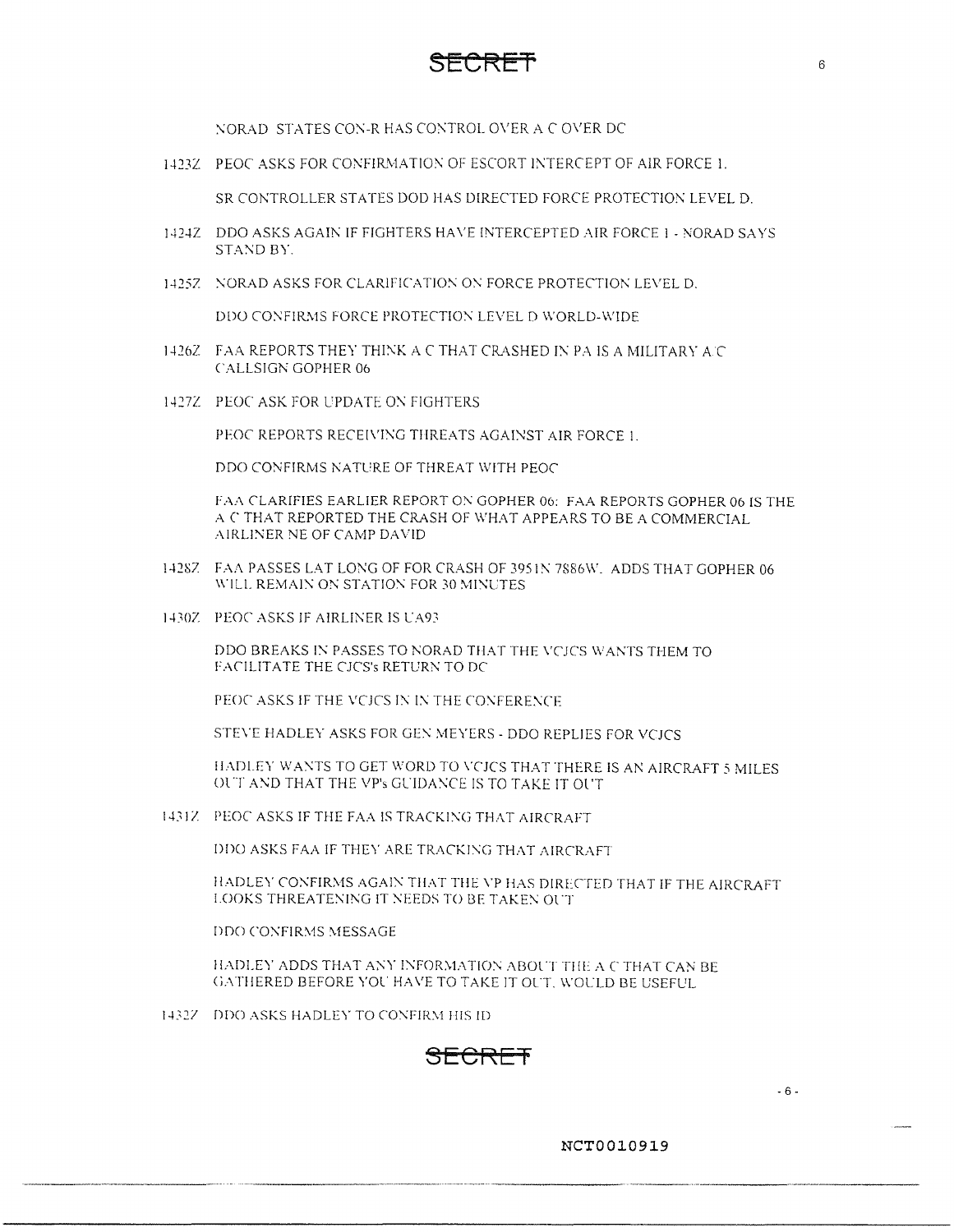NORAD STATES CON-R HAS CONTROL OVER A C OVER DC

1423Z PEOC ASKS FOR CONFIRMATION OF ESCORT INTERCEPT OF AIR FORCE 1.

SR CONTROLLER STATES DOD HAS DIRECTED FORCE PROTECTION LEVEL D.

1424Z DDO ASKS AGAIN IF FIGHTERS HAVE INTERCEPTED AIR FORCE 1 - NORAD SAYS STAND BY.

1425Z NORAD ASKS FOR CLARIFICATION ON FORCE PROTECTION LEVEL D.

DDO CONFIRMS FORCE PROTECTION LEVEL D WORLD-WIDE

1426Z FAA REPORTS THEY THINK A C THAT CRASHED IN PA IS A MILITARY A C CALLSIGN GOPHER 06

1427Z PEOC ASK FOR UPDATE ON FIGHTERS

PEOC REPORTS RECEIVING THREATS AGAINST AIR FORCE 1.

DDO CONFIRMS NATURE OF THREAT WITH PEOC

FAA CLARIFIES EARLIER REPORT ON GOPHER 06: FAA REPORTS GOPHER 06 IS THE A C THAT REPORTED THE CRASH OF WHAT APPEARS TO BE A COMMERCIAL AIRLINER NE OF CAMP DAVID

1428Z FAA PASSES LAT LONG OF FOR CRASH OF 3951N 7886W. ADDS THAT GOPHER 06 WILL REMAIN ON STATION FOR 30 MINUTES

1430Z PEOC ASKS IF AIRLINER IS UA93

DDO BREAKS IN PASSES TO NORAD THAT THE VCJCS WANTS THEM TO FACILITATE THE CJCS's RETURN TO DC

PEOC ASKS IF THE VCJCS IN IN THE CONFERENCE

STEVE HADLEY ASKS FOR GEN MEYERS - DDO REPLIES FOR VCJCS

HADLEY WANTS TO GET WORD TO VCJCS THAT THERE IS AN AIRCRAFT 5 MILES OUT AND THAT THE VP's GUIDANCE IS TO TAKE IT OUT

1431Z PEOC ASKS IF THE FAA IS TRACKING THAT AIRCRAFT

DDO ASKS FAA IF THEY ARE TRACKING THAT AIRCRAFT

HADLEY CONFIRMS AGAIN THAT THE VP HAS DIRECTED THAT IF THE AIRCRAFT LOOKS THREATENING IT NEEDS TO BE TAKEN OUT

DDO CONFIRMS MESSAGE

HADLEY ADDS THAT ANY INFORMATION ABOUT THE A C THAT CAN BE GATHERED BEFORE YOU HAVE TO TAKE IT OUT, WOULD BE USEFUL

1432Z DDO ASKS HADLEY TO CONFIRM HIS ID

NCT0010919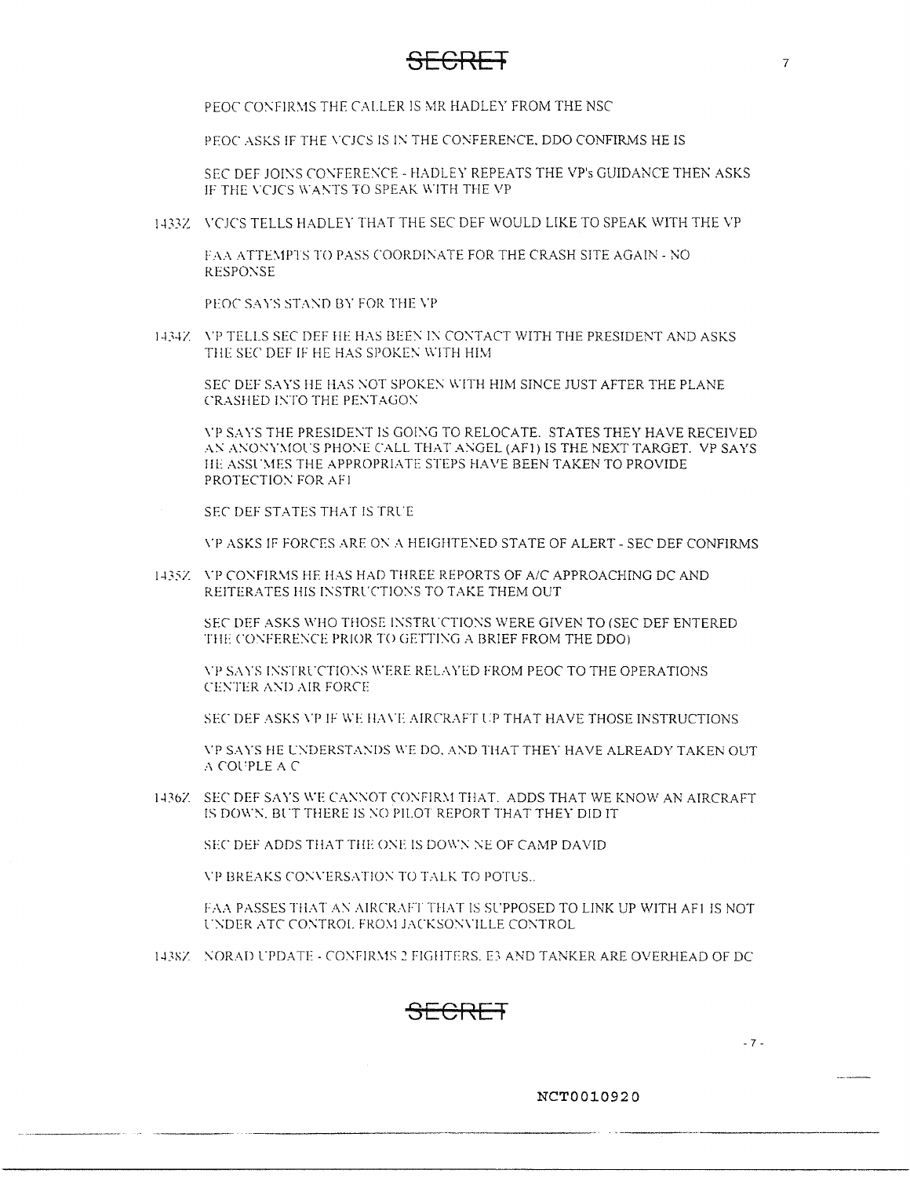SECRET

PEOC CONFIRMS THE CALLER IS MR HADLEY FROM THE NSC

PEOC ASKS IF THE VCJCS IS IN THE CONFERENCE, DDO CONFIRMS HE IS

SEC DEF JOINS CONFERENCE - HADLEY REPEATS THE VP's GUIDANCE THEN ASKS IF THE VCJCS WANTS TO SPEAK WITH THE VP

1433Z VCJCS TELLS HADLEY THAT THE SEC DEF WOULD LIKE TO SPEAK WITH THE VP

FAA ATTEMPTS TO PASS COORDINATE FOR THE CRASH SITE AGAIN - NO RESPONSE

PEOC SAYS STAND BY FOR THE VP

1434Z VP TELLS SEC DEF HE HAS BEEN IN CONTACT WITH THE PRESIDENT AND ASKS THE SEC DEF IF HE HAS SPOKEN WITH HIM

SEC DEF SAYS HE HAS NOT SPOKEN WITH HIM SINCE JUST AFTER THE PLANE CRASHED INTO THE PENTAGON

VP SAYS THE PRESIDENT IS GOING TO RELOCATE. STATES THEY HAVE RECEIVED AN ANONYMOUS PHONE CALL THAT ANGEL (AF1) IS THE NEXT TARGET. VP SAYS HE ASSUMES THE APPROPRIATE STEPS HAVE BEEN TAKEN TO PROVIDE PROTECTION FOR AF1

SEC DEF STATES THAT IS TRUE

VP ASKS IF FORCES ARE ON A HEIGHTENED STATE OF ALERT - SEC DEF CONFIRMS

1435Z VP CONFIRMS HE HAS HAD THREE REPORTS OF A/C APPROACHING DC AND REITERATES HIS INSTRUCTIONS TO TAKE THEM OUT

SEC DEF ASKS WHO THOSE INSTRUCTIONS WERE GIVEN TO (SEC DEF ENTERED THE CONFERENCE PRIOR TO GETTING A BRIEF FROM THE DDO)

VP SAYS INSTRUCTIONS WERE RELAYED FROM PEOC TO THE OPERATIONS CENTER AND AIR FORCE

SEC DEF ASKS VP IF WE HAVE AIRCRAFT UP THAT HAVE THOSE INSTRUCTIONS

VP SAYS HE UNDERSTANDS WE DO, AND THAT THEY HAVE ALREADY TAKEN OUT A COUPLE A C

1436Z SEC DEF SAYS WE CANNOT CONFIRM THAT. ADDS THAT WE KNOW AN AIRCRAFT IS DOWN, BUT THERE IS NO PILOT REPORT THAT THEY DID IT

SEC DEF ADDS THAT THE ONE IS DOWN NE OF CAMP DAVID

VP BREAKS CONVERSATION TO TALK TO POTUS..

FAA PASSES THAT AN AIRCRAFT THAT IS SUPPOSED TO LINK UP WITH AF1 IS NOT UNDER ATC CONTROL FROM JACKSONVILLE CONTROL

1438Z NORAD UPDATE - CONFIRMS 2 FIGHTERS, E3 AND TANKER ARE OVERHEAD OF DC

SECRET

NCT0010920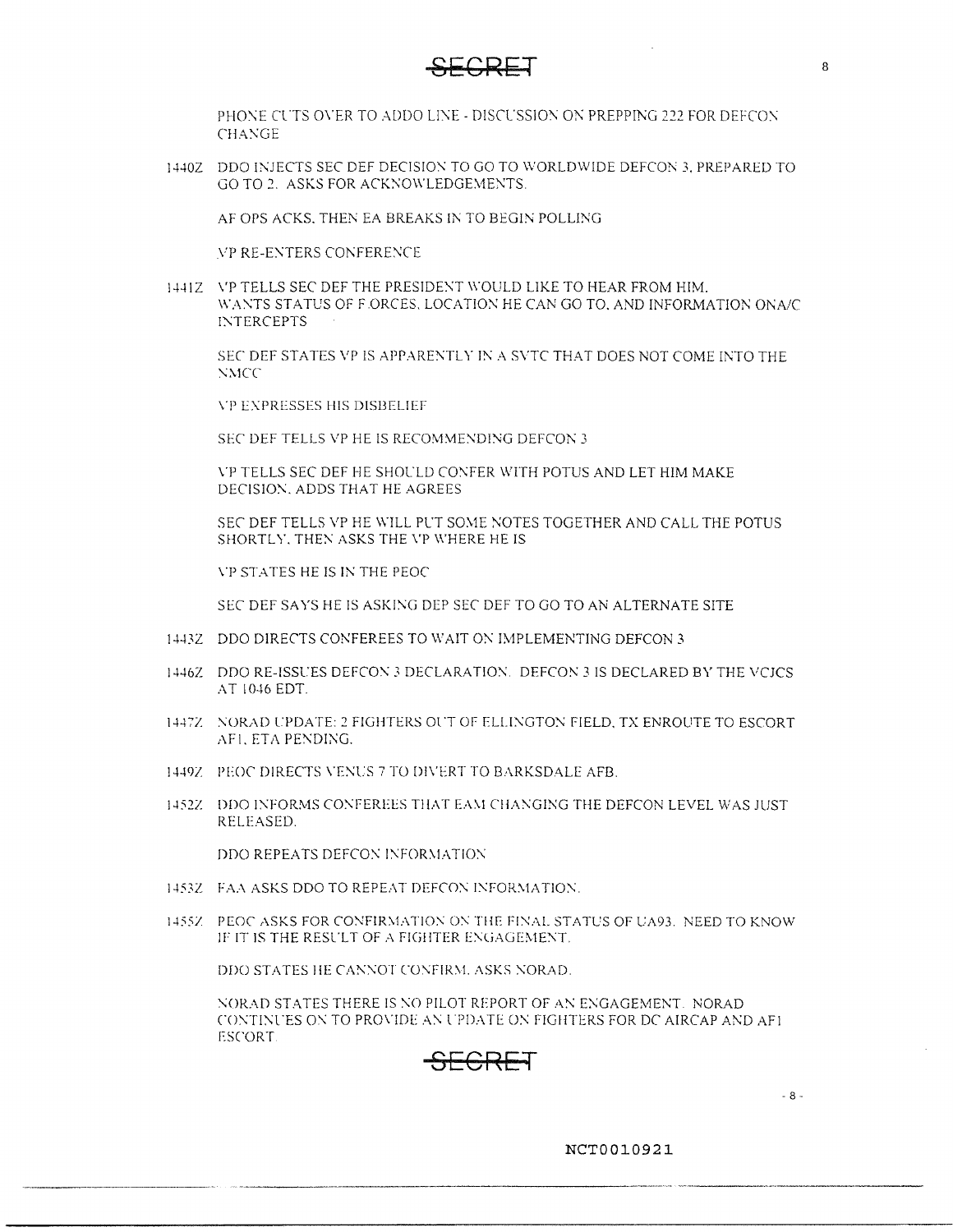SECRET

PHONE CUTS OVER TO ADDO LINE - DISCUSSION ON PREPPING 222 FOR DEFCON CHANGE

1440Z DDO INJECTS SEC DEF DECISION TO GO TO WORLDWIDE DEFCON 3, PREPARED TO GO TO 2. ASKS FOR ACKNOWLEDGEMENTS.

AF OPS ACKS, THEN EA BREAKS IN TO BEGIN POLLING

VP RE-ENTERS CONFERENCE

1441Z VP TELLS SEC DEF THE PRESIDENT WOULD LIKE TO HEAR FROM HIM. WANTS STATUS OF FORCES, LOCATION HE CAN GO TO, AND INFORMATION ON A/C INTERCEPTS

SEC DEF STATES VP IS APPARENTLY IN A SVTC THAT DOES NOT COME INTO THE NMCC

VP EXPRESSES HIS DISBELIEF

SEC DEF TELLS VP HE IS RECOMMENDING DEFCON 3

VP TELLS SEC DEF HE SHOULD CONFER WITH POTUS AND LET HIM MAKE DECISION. ADDS THAT HE AGREES

SEC DEF TELLS VP HE WILL PUT SOME NOTES TOGETHER AND CALL THE POTUS SHORTLY. THEN ASKS THE VP WHERE HE IS

VP STATES HE IS IN THE PEOC

SEC DEF SAYS HE IS ASKING DEP SEC DEF TO GO TO AN ALTERNATE SITE

1443Z DDO DIRECTS CONFEREES TO WAIT ON IMPLEMENTING DEFCON 3

1446Z DDO RE-ISSUES DEFCON 3 DECLARATION. DEFCON 3 IS DECLARED BY THE VCJCS AT 1046 EDT.

1447Z NORAD UPDATE: 2 FIGHTERS OUT OF ELLINGTON FIELD, TX ENROUTE TO ESCORT AF1, ETA PENDING.

1449Z PEOC DIRECTS VENUS 7 TO DIVERT TO BARKSDALE AFB.

1452Z DDO INFORMS CONFEREES THAT EAM CHANGING THE DEFCON LEVEL WAS JUST RELEASED.

DDO REPEATS DEFCON INFORMATION

1453Z FAA ASKS DDO TO REPEAT DEFCON INFORMATION.

1455Z PEOC ASKS FOR CONFIRMATION ON THE FINAL STATUS OF UA93. NEED TO KNOW IF IT IS THE RESULT OF A FIGHTER ENGAGEMENT.

DDO STATES HE CANNOT CONFIRM. ASKS NORAD.

NORAD STATES THERE IS NO PILOT REPORT OF AN ENGAGEMENT. NORAD CONTINUES ON TO PROVIDE AN UPDATE ON FIGHTERS FOR DC AIRCAP AND AF1 ESCORT.

SECRET

NCT0010921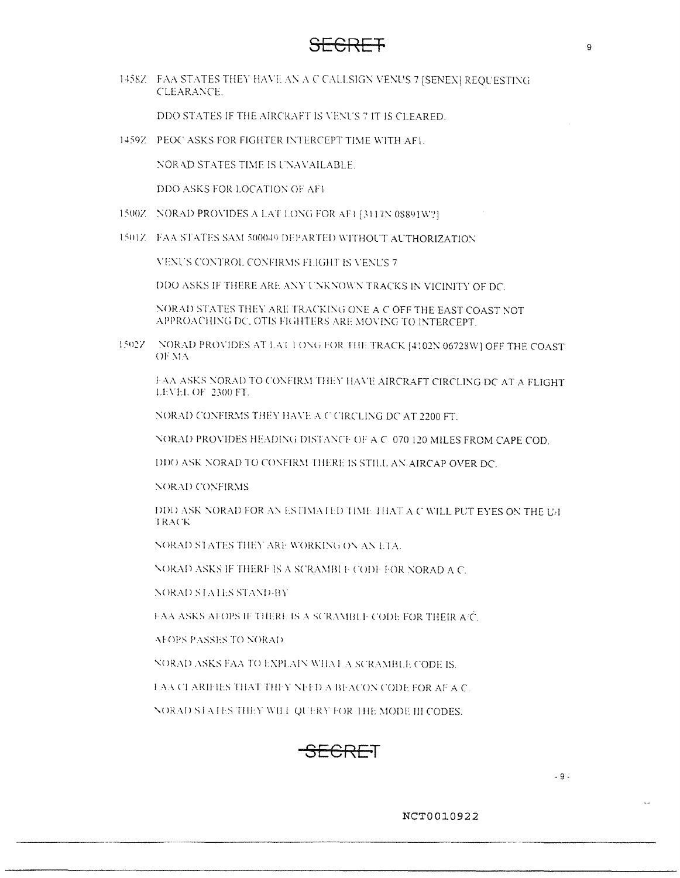~~SECRET~~

1458Z FAA STATES THEY HAVE AN A C CALLSIGN VENUS 7 [SENEX] REQUESTING CLEARANCE.

DDO STATES IF THE AIRCRAFT IS VENUS 7 IT IS CLEARED.

1459Z PEOC ASKS FOR FIGHTER INTERCEPT TIME WITH AF1.

NORAD STATES TIME IS UNAVAILABLE.

DDO ASKS FOR LOCATION OF AF1

1500Z NORAD PROVIDES A LAT LONG FOR AF1 [3117N 08891W?]

1501Z FAA STATES SAM 500049 DEPARTED WITHOUT AUTHORIZATION

VENUS CONTROL CONFIRMS FLIGHT IS VENUS 7

DDO ASKS IF THERE ARE ANY UNKNOWN TRACKS IN VICINITY OF DC.

NORAD STATES THEY ARE TRACKING ONE A C OFF THE EAST COAST NOT APPROACHING DC, OTIS FIGHTERS ARE MOVING TO INTERCEPT.

1502Z NORAD PROVIDES AT LAT LONG FOR THE TRACK [4102N 06728W] OFF THE COAST OF MA

FAA ASKS NORAD TO CONFIRM THEY HAVE AIRCRAFT CIRCLING DC AT A FLIGHT LEVEL OF 2300 FT.

NORAD CONFIRMS THEY HAVE A C CIRCLING DC AT 2200 FT.

NORAD PROVIDES HEADING DISTANCE OF A C 070 120 MILES FROM CAPE COD.

DDO ASK NORAD TO CONFIRM THERE IS STILL AN AIRCAP OVER DC.

NORAD CONFIRMS

DDO ASK NORAD FOR AN ESTIMATED TIME THAT A C WILL PUT EYES ON THE U/I TRACK

NORAD STATES THEY ARE WORKING ON AN ETA.

NORAD ASKS IF THERE IS A SCRAMBLE CODE FOR NORAD A C.

NORAD STATES STAND-BY

FAA ASKS AFOPS IF THERE IS A SCRAMBLE CODE FOR THEIR A/C.

AFOPS PASSES TO NORAD

NORAD ASKS FAA TO EXPLAIN WHAT A SCRAMBLE CODE IS.

FAA CLARIFIES THAT THEY NEED A BEACON CODE FOR AF A C.

NORAD STATES THEY WILL QUERY FOR THE MODE III CODES.

~~SECRET~~

NCT0010922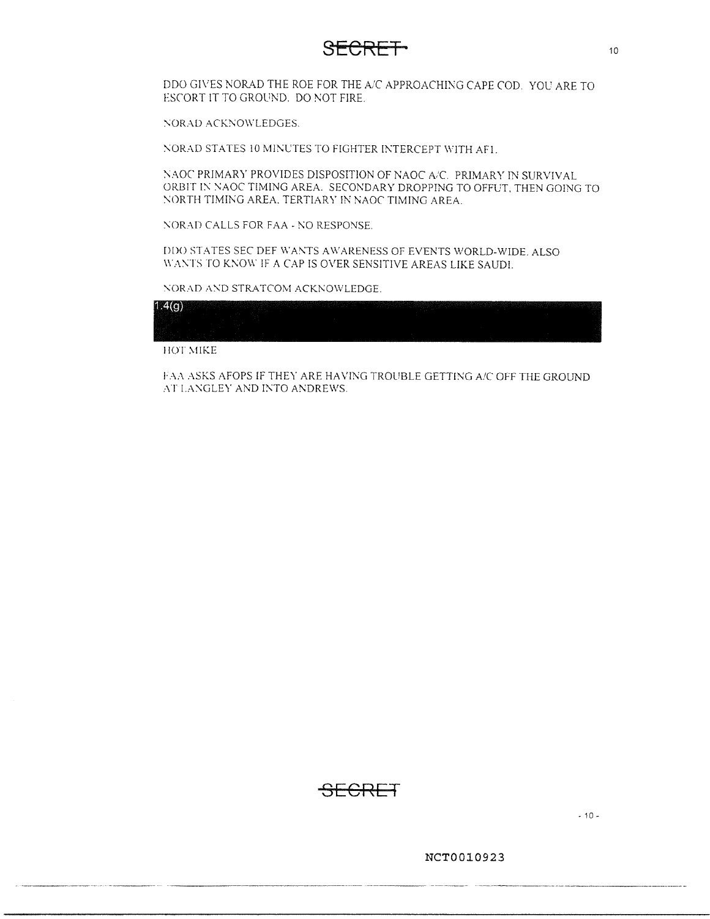DDO GIVES NORAD THE ROE FOR THE A/C APPROACHING CAPE COD. YOU ARE TO ESCORT IT TO GROUND. DO NOT FIRE.

NORAD ACKNOWLEDGES.

NORAD STATES 10 MINUTES TO FIGHTER INTERCEPT WITH AF1.

NAOC PRIMARY PROVIDES DISPOSITION OF NAOC A/C. PRIMARY IN SURVIVAL ORBIT IN NAOC TIMING AREA. SECONDARY DROPPING TO OFFUT, THEN GOING TO NORTH TIMING AREA. TERTIARY IN NAOC TIMING AREA.

NORAD CALLS FOR FAA - NO RESPONSE.

DDO STATES SEC DEF WANTS AWARENESS OF EVENTS WORLD-WIDE. ALSO WANTS TO KNOW IF A CAP IS OVER SENSITIVE AREAS LIKE SAUDI.

NORAD AND STRATCOM ACKNOWLEDGE.

1.4(g)

HOT MIKE

FAA ASKS AFOPS IF THEY ARE HAVING TROUBLE GETTING A/C OFF THE GROUND AT LANGLEY AND INTO ANDREWS.

NCT0010923